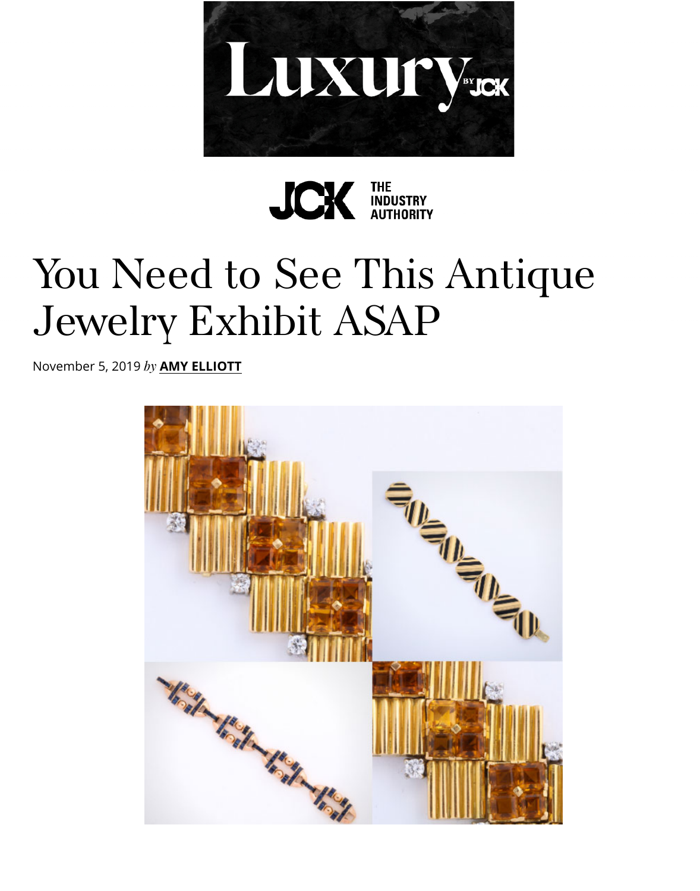# You Need to See This Antique Jewelry Exhibit ASAP

November 5, 2019 *by* **AMY ELLIOTT**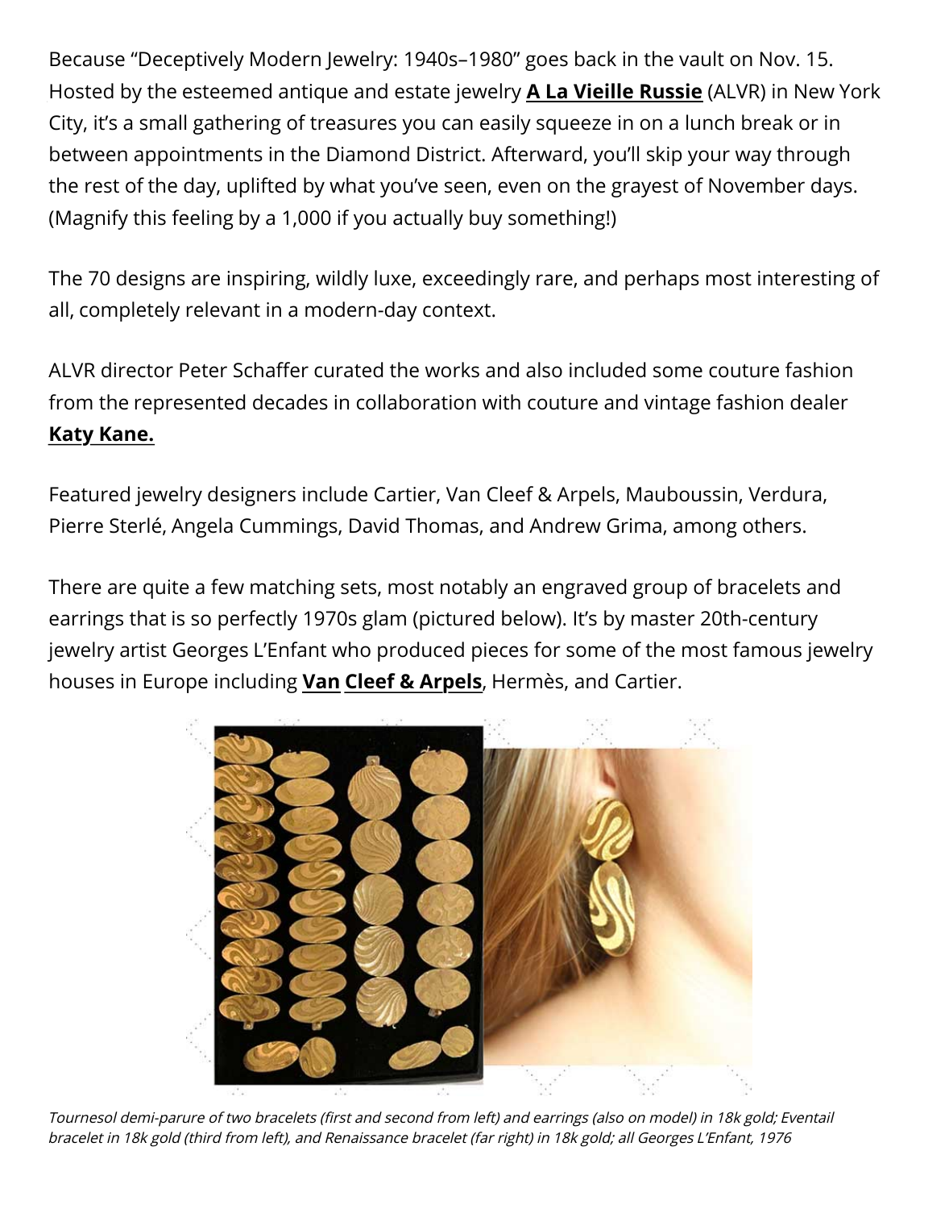Because “Deceptively Modern Jewelry: 1940s–1980” goes back in the vault on Nov. 15. Hosted by the esteemed antique and estate jewelry **A La Vieille Russie** (ALVR) in New York City, it’s a small gathering of treasures you can easily squeeze in on a lunch break or in between appointments in the Diamond District. Afterward, you’ll skip your way through the rest of the day, uplifted by what you’ve seen, even on the grayest of November days. (Magnify this feeling by a 1,000 if you actually buy something!)

The 70 designs are inspiring, wildly luxe, exceedingly rare, and perhaps most interesting of all, completely relevant in a modern-day context.

ALVR director Peter Schaffer curated the works and also included some couture fashion from the represented decades in collaboration with couture and vintage fashion dealer **Katy Kane.**

Featured jewelry designers include Cartier, Van Cleef & Arpels, Mauboussin, Verdura, Pierre Sterlé, Angela Cummings, David Thomas, and Andrew Grima, among others.

There are quite a few matching sets, most notably an engraved group of bracelets and earrings that is so perfectly 1970s glam (pictured below). It’s by master 20th-century jewelry artist Georges L’Enfant who produced pieces for some of the most famous jewelry houses in Europe including **Van Cleef & Arpels**, Hermès, and Cartier.

*Tournesol demi-parure of two bracelets (first and second from left) and earrings (also on model) in 18k gold; Eventail bracelet in 18k gold (third from left), and Renaissance bracelet (far right) in 18k gold; all Georges L’Enfant, 1976*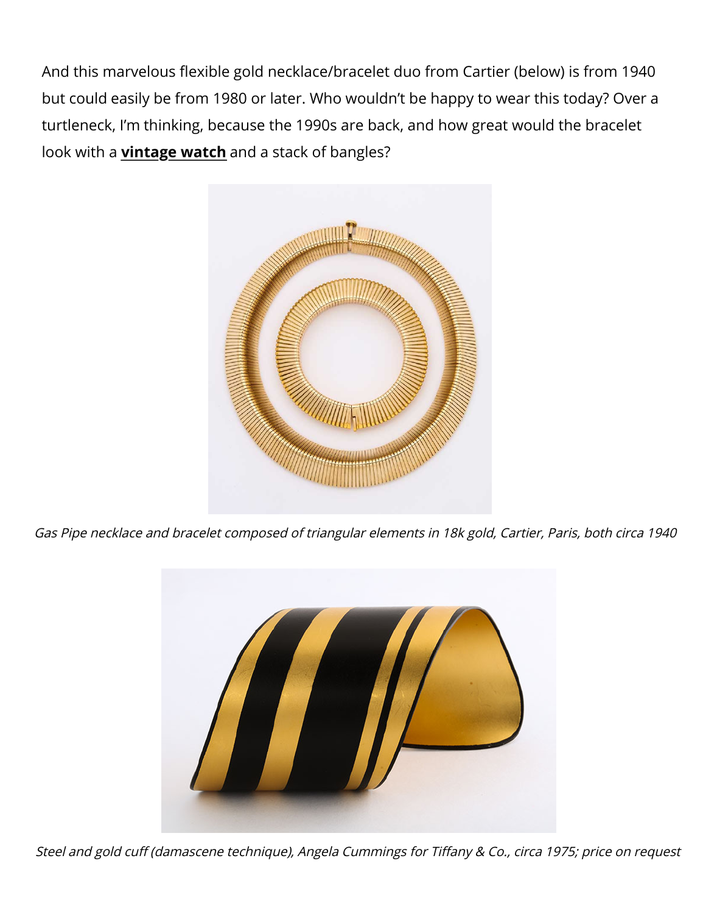And this marvelous flexible gold necklace/bracelet duo from Cartier (below) is from 1940 but could easily be from 1980 or later. Who wouldn't be happy to wear this today? Over a turtleneck, I'm thinking, because the 1990s are back, and how great would the bracelet look with a **vintage watch** and a stack of bangles?

*Gas Pipe necklace and bracelet composed of triangular elements in 18k gold, Cartier, Paris, both circa 1940*

*Steel and gold cuff (damascene technique), Angela Cummings for Tiffany & Co., circa 1975; price on request*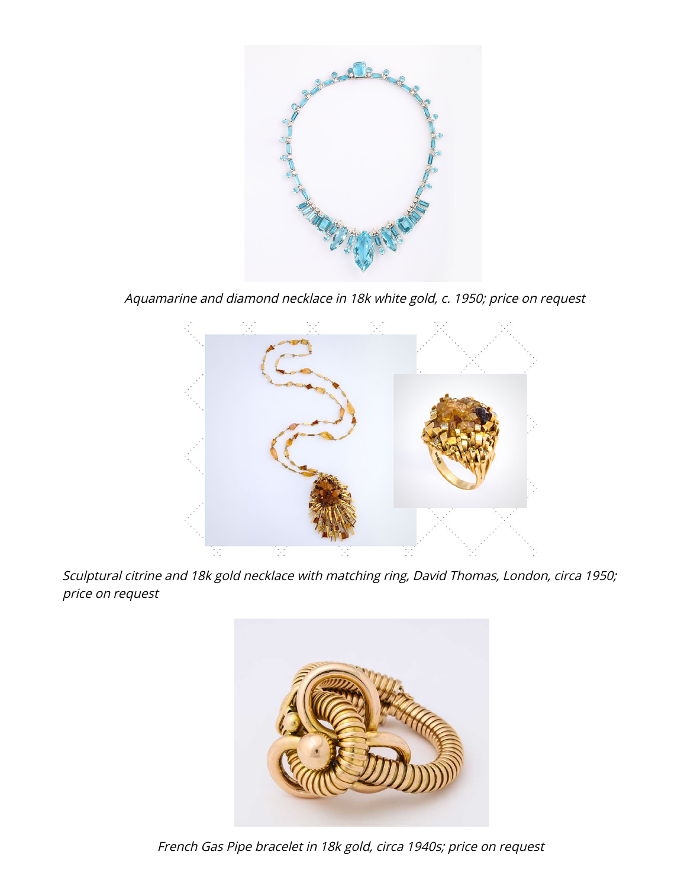*Aquamarine and diamond necklace in 18k white gold, c. 1950; price on request*

*Sculptural citrine and 18k gold necklace with matching ring, David Thomas, London, circa 1950; price on request*

*French Gas Pipe bracelet in 18k gold, circa 1940s; price on request*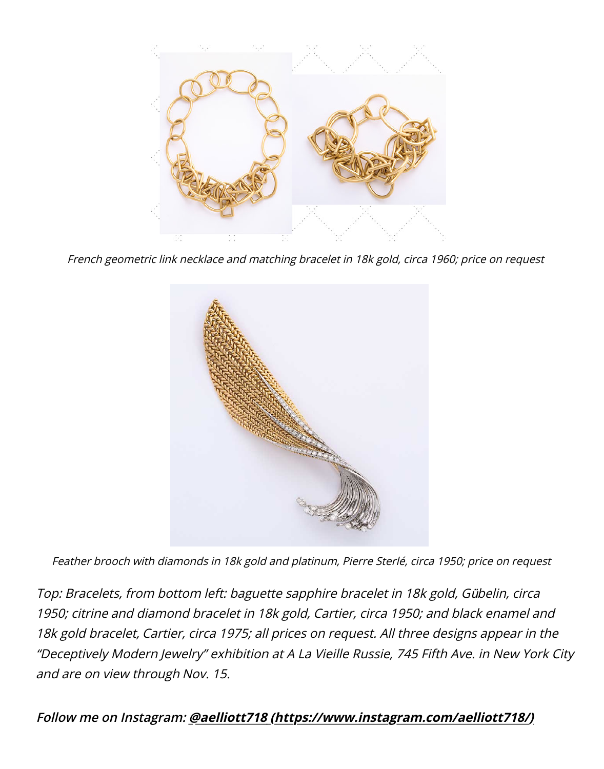*French geometric link necklace and matching bracelet in 18k gold, circa 1960; price on request*

*Feather brooch with diamonds in 18k gold and platinum, Pierre Sterlé, circa 1950; price on request*

*Top: Bracelets, from bottom left: baguette sapphire bracelet in 18k gold, Gübelin, circa 1950; citrine and diamond bracelet in 18k gold, Cartier, circa 1950; and black enamel and 18k gold bracelet, Cartier, circa 1975; all prices on request. All three designs appear in the "Deceptively Modern Jewelry" exhibition at A La Vieille Russie, 745 Fifth Ave. in New York City and are on view through Nov. 15.*

***Follow me on Instagram: [@aelliott718 (https://www.instagram.com/aelliott718/)](https://www.instagram.com/aelliott718/)***